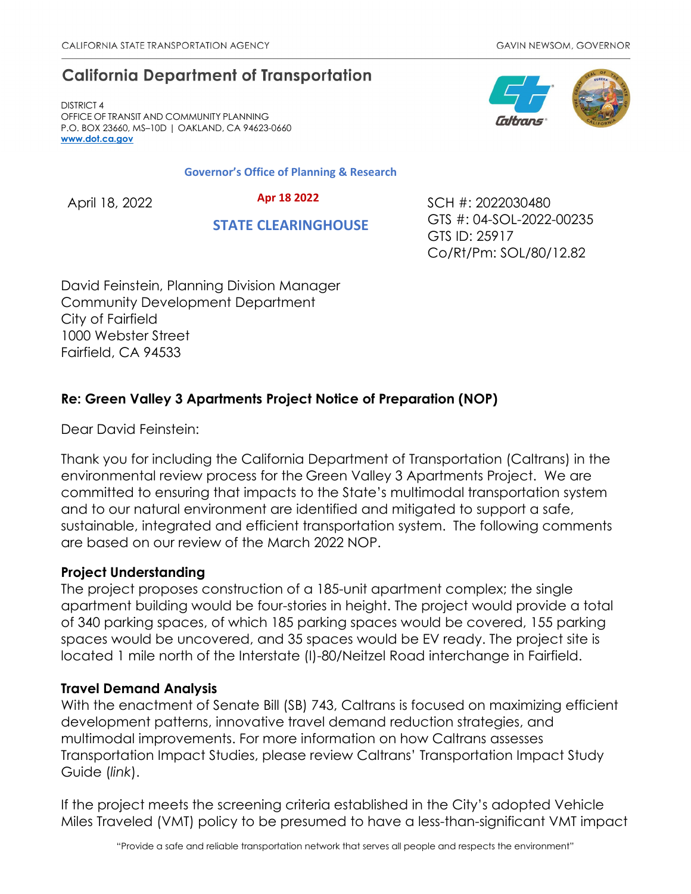CALIFORNIA STATE TRANSPORTATION AGENCY GAVIN NEWSOM, GOVERNOR

# California Department of Transportation

DISTRICT 4
OFFICE OF TRANSIT AND COMMUNITY PLANNING
P.O. BOX 23660, MS–10D | OAKLAND, CA 94623-0660
**www.dot.ca.gov**

Governor's Office of Planning & Research

Apr 18 2022

STATE CLEARINGHOUSE

April 18, 2022

SCH #: 2022030480
GTS #: 04-SOL-2022-00235
GTS ID: 25917
Co/Rt/Pm: SOL/80/12.82

David Feinstein, Planning Division Manager
Community Development Department
City of Fairfield
1000 Webster Street
Fairfield, CA 94533

**Re: Green Valley 3 Apartments Project Notice of Preparation (NOP)**

Dear David Feinstein:

Thank you for including the California Department of Transportation (Caltrans) in the environmental review process for the Green Valley 3 Apartments Project. We are committed to ensuring that impacts to the State's multimodal transportation system and to our natural environment are identified and mitigated to support a safe, sustainable, integrated and efficient transportation system. The following comments are based on our review of the March 2022 NOP.

**Project Understanding**
The project proposes construction of a 185-unit apartment complex; the single apartment building would be four-stories in height. The project would provide a total of 340 parking spaces, of which 185 parking spaces would be covered, 155 parking spaces would be uncovered, and 35 spaces would be EV ready. The project site is located 1 mile north of the Interstate (I)-80/Neitzel Road interchange in Fairfield.

**Travel Demand Analysis**
With the enactment of Senate Bill (SB) 743, Caltrans is focused on maximizing efficient development patterns, innovative travel demand reduction strategies, and multimodal improvements. For more information on how Caltrans assesses Transportation Impact Studies, please review Caltrans' Transportation Impact Study Guide (*link*).

If the project meets the screening criteria established in the City's adopted Vehicle Miles Traveled (VMT) policy to be presumed to have a less-than-significant VMT impact

"Provide a safe and reliable transportation network that serves all people and respects the environment"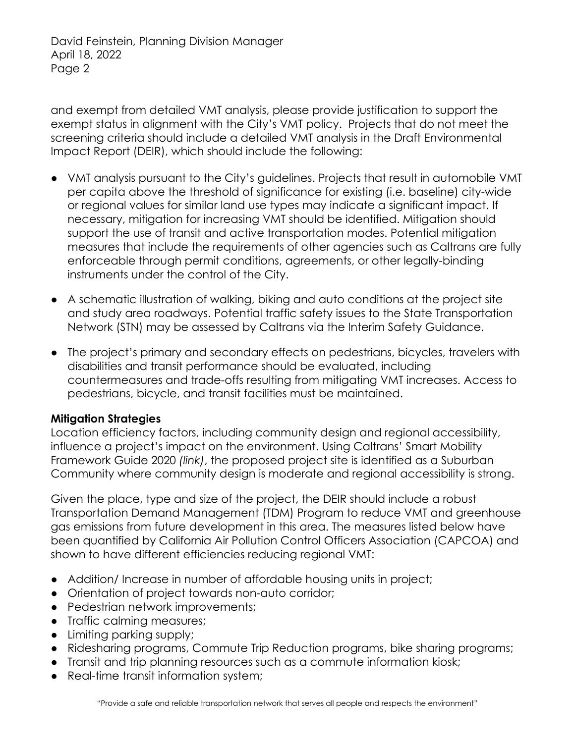and exempt from detailed VMT analysis, please provide justification to support the exempt status in alignment with the City's VMT policy. Projects that do not meet the screening criteria should include a detailed VMT analysis in the Draft Environmental Impact Report (DEIR), which should include the following:

- VMT analysis pursuant to the City's guidelines. Projects that result in automobile VMT per capita above the threshold of significance for existing (i.e. baseline) city-wide or regional values for similar land use types may indicate a significant impact. If necessary, mitigation for increasing VMT should be identified. Mitigation should support the use of transit and active transportation modes. Potential mitigation measures that include the requirements of other agencies such as Caltrans are fully enforceable through permit conditions, agreements, or other legally-binding instruments under the control of the City.
- A schematic illustration of walking, biking and auto conditions at the project site and study area roadways. Potential traffic safety issues to the State Transportation Network (STN) may be assessed by Caltrans via the Interim Safety Guidance.
- The project's primary and secondary effects on pedestrians, bicycles, travelers with disabilities and transit performance should be evaluated, including countermeasures and trade-offs resulting from mitigating VMT increases. Access to pedestrians, bicycle, and transit facilities must be maintained.

**Mitigation Strategies**

Location efficiency factors, including community design and regional accessibility, influence a project's impact on the environment. Using Caltrans' Smart Mobility Framework Guide 2020 *(link)*, the proposed project site is identified as a Suburban Community where community design is moderate and regional accessibility is strong.

Given the place, type and size of the project, the DEIR should include a robust Transportation Demand Management (TDM) Program to reduce VMT and greenhouse gas emissions from future development in this area. The measures listed below have been quantified by California Air Pollution Control Officers Association (CAPCOA) and shown to have different efficiencies reducing regional VMT:

- Addition/ Increase in number of affordable housing units in project;
- Orientation of project towards non-auto corridor;
- Pedestrian network improvements;
- Traffic calming measures;
- Limiting parking supply;
- Ridesharing programs, Commute Trip Reduction programs, bike sharing programs;
- Transit and trip planning resources such as a commute information kiosk;
- Real-time transit information system;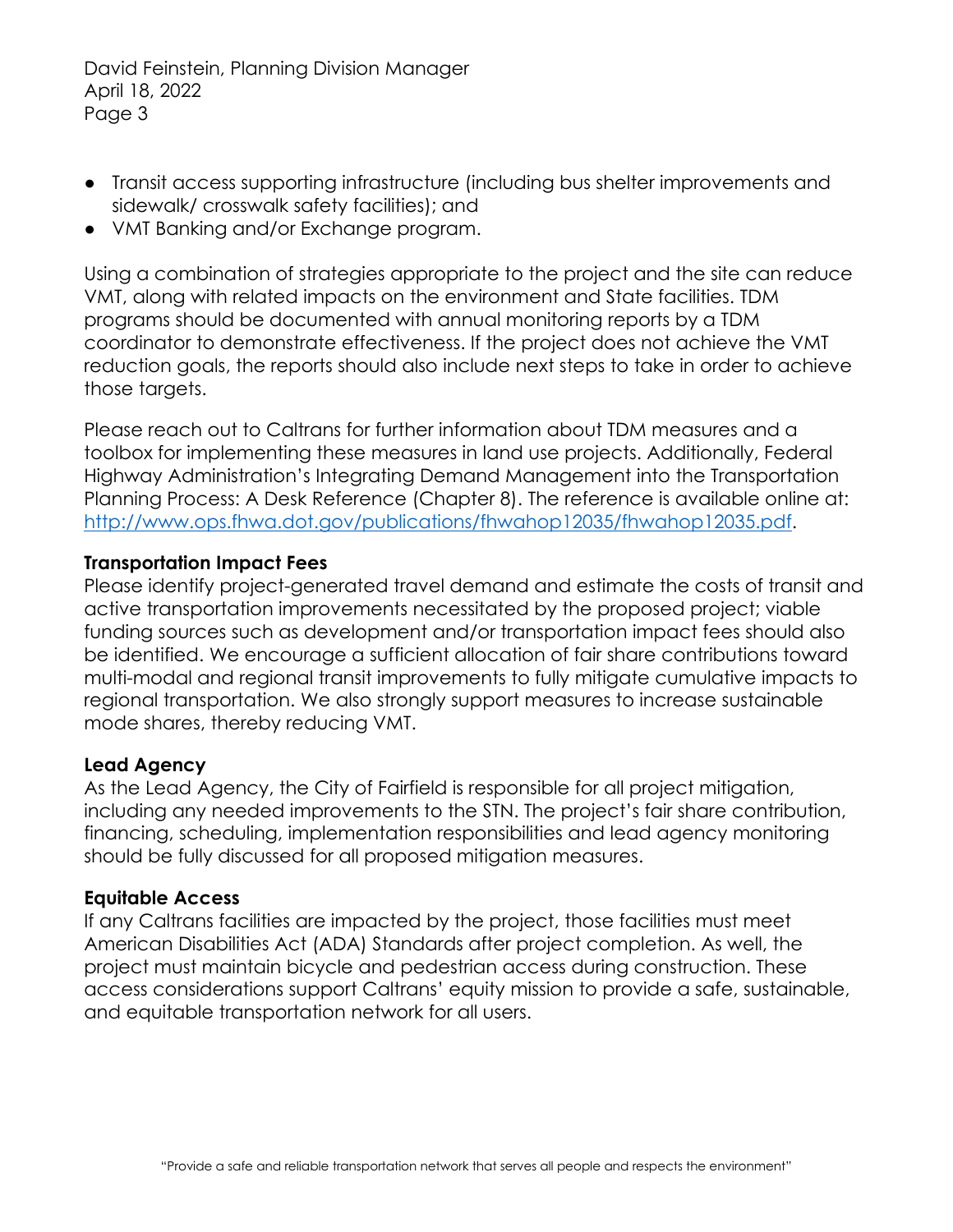- Transit access supporting infrastructure (including bus shelter improvements and sidewalk/ crosswalk safety facilities); and
- VMT Banking and/or Exchange program.

Using a combination of strategies appropriate to the project and the site can reduce VMT, along with related impacts on the environment and State facilities. TDM programs should be documented with annual monitoring reports by a TDM coordinator to demonstrate effectiveness. If the project does not achieve the VMT reduction goals, the reports should also include next steps to take in order to achieve those targets.

Please reach out to Caltrans for further information about TDM measures and a toolbox for implementing these measures in land use projects. Additionally, Federal Highway Administration's Integrating Demand Management into the Transportation Planning Process: A Desk Reference (Chapter 8). The reference is available online at: [http://www.ops.fhwa.dot.gov/publications/fhwahop12035/fhwahop12035.pdf](http://www.ops.fhwa.dot.gov/publications/fhwahop12035/fhwahop12035.pdf).

**Transportation Impact Fees**

Please identify project-generated travel demand and estimate the costs of transit and active transportation improvements necessitated by the proposed project; viable funding sources such as development and/or transportation impact fees should also be identified. We encourage a sufficient allocation of fair share contributions toward multi-modal and regional transit improvements to fully mitigate cumulative impacts to regional transportation. We also strongly support measures to increase sustainable mode shares, thereby reducing VMT.

**Lead Agency**

As the Lead Agency, the City of Fairfield is responsible for all project mitigation, including any needed improvements to the STN. The project's fair share contribution, financing, scheduling, implementation responsibilities and lead agency monitoring should be fully discussed for all proposed mitigation measures.

**Equitable Access**

If any Caltrans facilities are impacted by the project, those facilities must meet American Disabilities Act (ADA) Standards after project completion. As well, the project must maintain bicycle and pedestrian access during construction. These access considerations support Caltrans' equity mission to provide a safe, sustainable, and equitable transportation network for all users.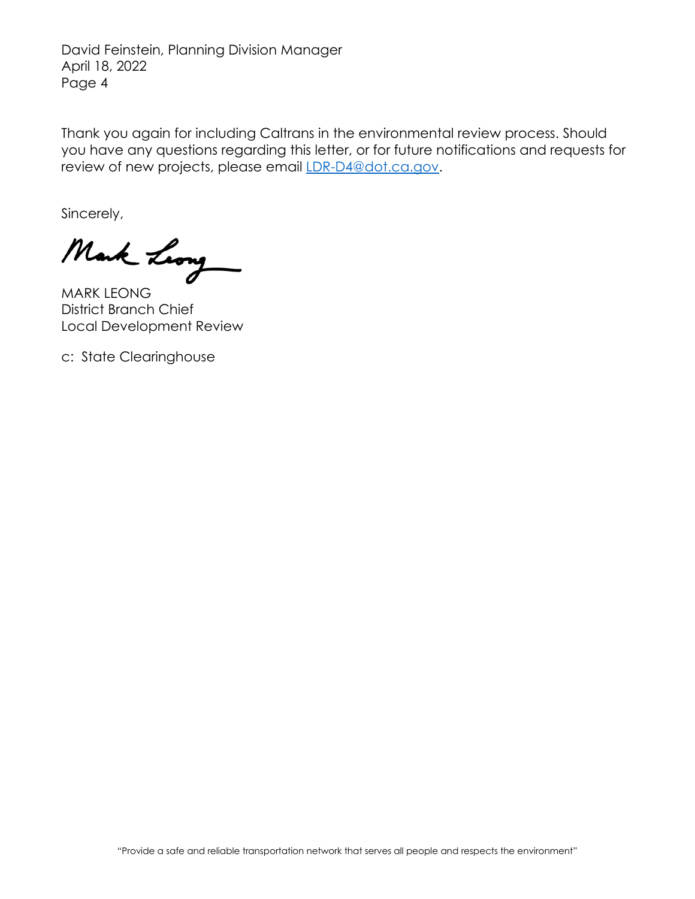David Feinstein, Planning Division Manager
April 18, 2022
Page 4

Thank you again for including Caltrans in the environmental review process. Should you have any questions regarding this letter, or for future notifications and requests for review of new projects, please email LDR-D4@dot.ca.gov.

Sincerely,

MARK LEONG
District Branch Chief
Local Development Review

c: State Clearinghouse